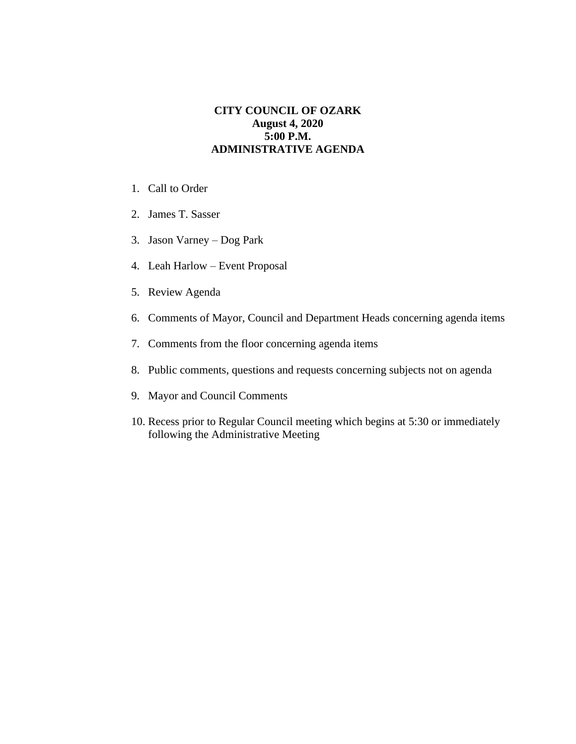**CITY COUNCIL OF OZARK**
**August 4, 2020**
**5:00 P.M.**
**ADMINISTRATIVE AGENDA**

1. Call to Order
2. James T. Sasser
3. Jason Varney – Dog Park
4. Leah Harlow – Event Proposal
5. Review Agenda
6. Comments of Mayor, Council and Department Heads concerning agenda items
7. Comments from the floor concerning agenda items
8. Public comments, questions and requests concerning subjects not on agenda
9. Mayor and Council Comments
10. Recess prior to Regular Council meeting which begins at 5:30 or immediately following the Administrative Meeting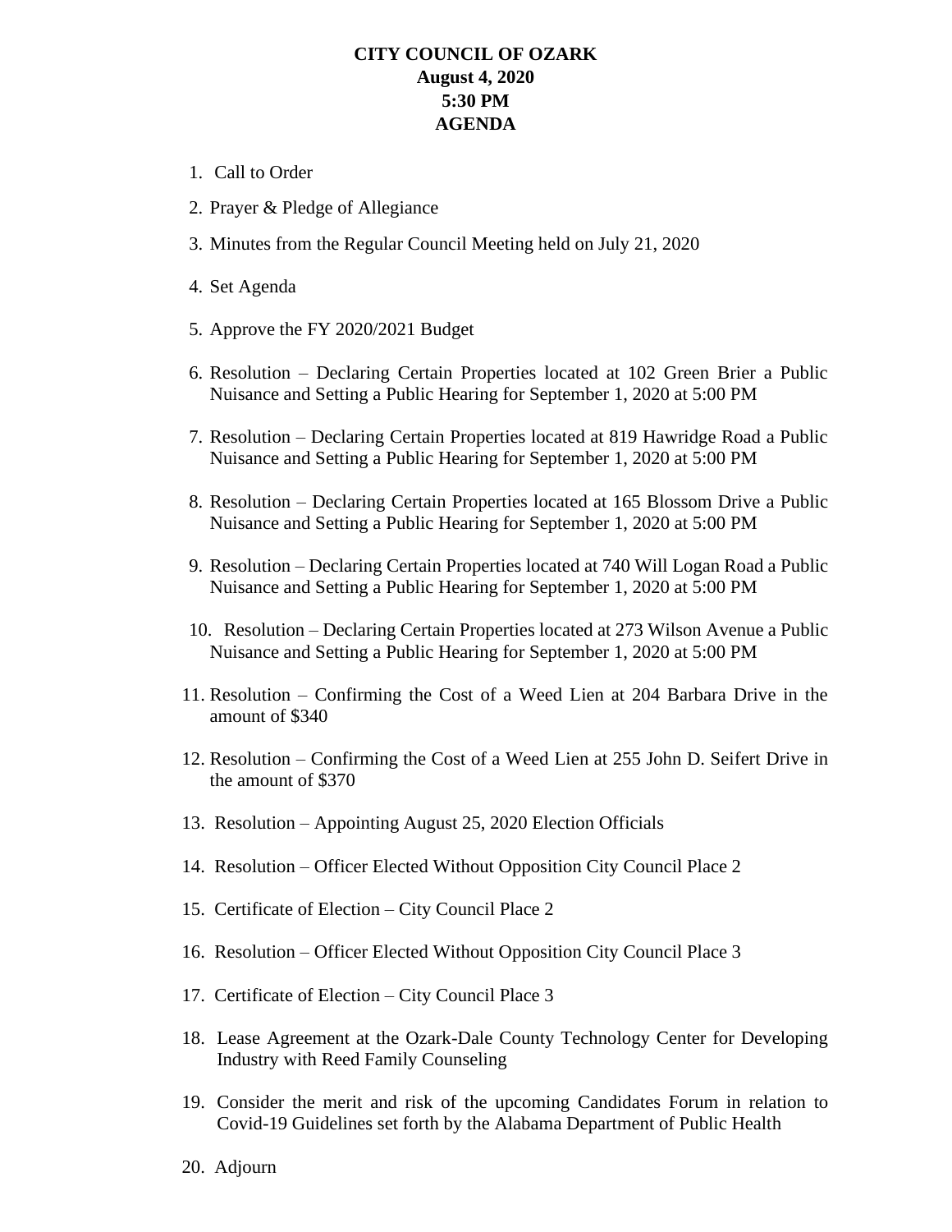# CITY COUNCIL OF OZARK
## August 4, 2020
## 5:30 PM
## AGENDA

1. Call to Order
2. Prayer & Pledge of Allegiance
3. Minutes from the Regular Council Meeting held on July 21, 2020
4. Set Agenda
5. Approve the FY 2020/2021 Budget
6. Resolution – Declaring Certain Properties located at 102 Green Brier a Public Nuisance and Setting a Public Hearing for September 1, 2020 at 5:00 PM
7. Resolution – Declaring Certain Properties located at 819 Hawridge Road a Public Nuisance and Setting a Public Hearing for September 1, 2020 at 5:00 PM
8. Resolution – Declaring Certain Properties located at 165 Blossom Drive a Public Nuisance and Setting a Public Hearing for September 1, 2020 at 5:00 PM
9. Resolution – Declaring Certain Properties located at 740 Will Logan Road a Public Nuisance and Setting a Public Hearing for September 1, 2020 at 5:00 PM
10. Resolution – Declaring Certain Properties located at 273 Wilson Avenue a Public Nuisance and Setting a Public Hearing for September 1, 2020 at 5:00 PM
11. Resolution – Confirming the Cost of a Weed Lien at 204 Barbara Drive in the amount of $340
12. Resolution – Confirming the Cost of a Weed Lien at 255 John D. Seifert Drive in the amount of $370
13. Resolution – Appointing August 25, 2020 Election Officials
14. Resolution – Officer Elected Without Opposition City Council Place 2
15. Certificate of Election – City Council Place 2
16. Resolution – Officer Elected Without Opposition City Council Place 3
17. Certificate of Election – City Council Place 3
18. Lease Agreement at the Ozark-Dale County Technology Center for Developing Industry with Reed Family Counseling
19. Consider the merit and risk of the upcoming Candidates Forum in relation to Covid-19 Guidelines set forth by the Alabama Department of Public Health
20. Adjourn